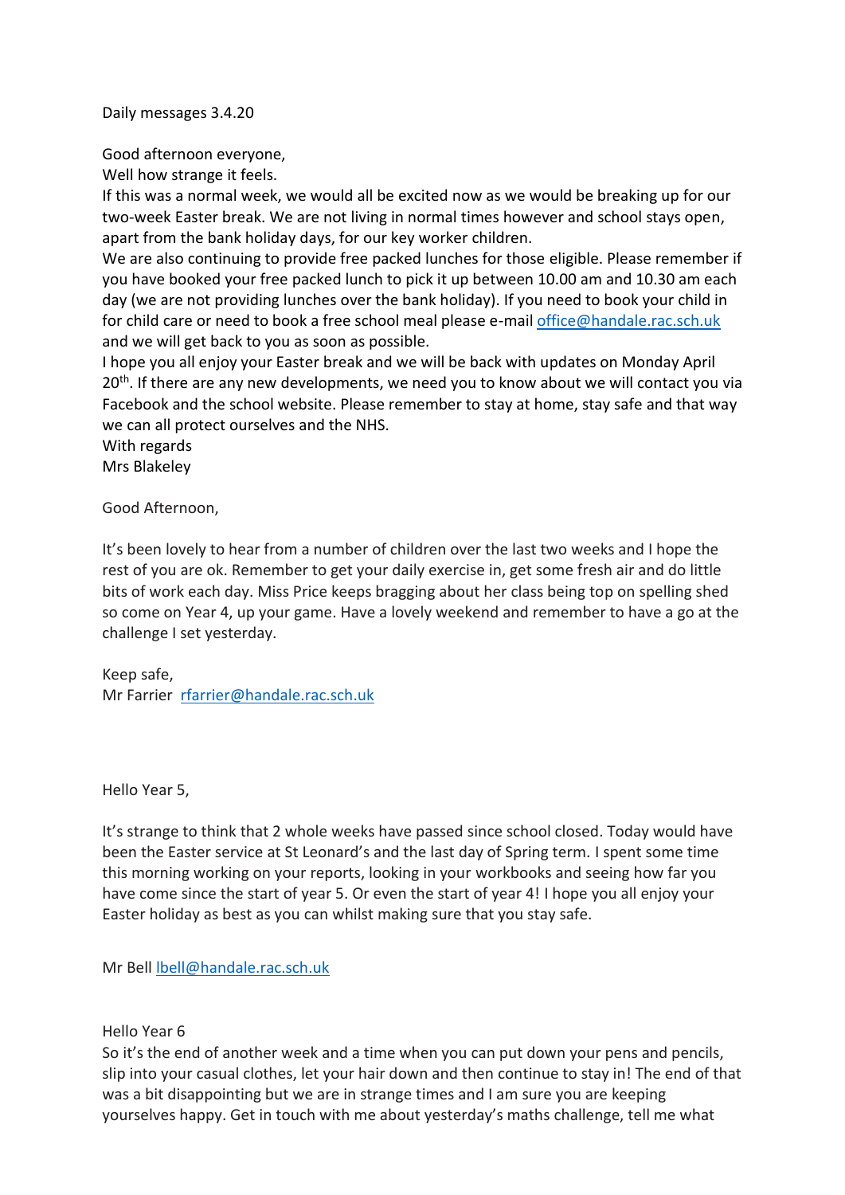Daily messages 3.4.20

Good afternoon everyone,
Well how strange it feels.
If this was a normal week, we would all be excited now as we would be breaking up for our two-week Easter break. We are not living in normal times however and school stays open, apart from the bank holiday days, for our key worker children.
We are also continuing to provide free packed lunches for those eligible. Please remember if you have booked your free packed lunch to pick it up between 10.00 am and 10.30 am each day (we are not providing lunches over the bank holiday). If you need to book your child in for child care or need to book a free school meal please e-mail office@handale.rac.sch.uk and we will get back to you as soon as possible.
I hope you all enjoy your Easter break and we will be back with updates on Monday April 20th. If there are any new developments, we need you to know about we will contact you via Facebook and the school website. Please remember to stay at home, stay safe and that way we can all protect ourselves and the NHS.
With regards
Mrs Blakeley

Good Afternoon,

It's been lovely to hear from a number of children over the last two weeks and I hope the rest of you are ok. Remember to get your daily exercise in, get some fresh air and do little bits of work each day. Miss Price keeps bragging about her class being top on spelling shed so come on Year 4, up your game. Have a lovely weekend and remember to have a go at the challenge I set yesterday.

Keep safe,
Mr Farrier rfarrier@handale.rac.sch.uk

Hello Year 5,

It's strange to think that 2 whole weeks have passed since school closed. Today would have been the Easter service at St Leonard's and the last day of Spring term. I spent some time this morning working on your reports, looking in your workbooks and seeing how far you have come since the start of year 5. Or even the start of year 4! I hope you all enjoy your Easter holiday as best as you can whilst making sure that you stay safe.

Mr Bell lbell@handale.rac.sch.uk

Hello Year 6
So it's the end of another week and a time when you can put down your pens and pencils, slip into your casual clothes, let your hair down and then continue to stay in! The end of that was a bit disappointing but we are in strange times and I am sure you are keeping yourselves happy. Get in touch with me about yesterday's maths challenge, tell me what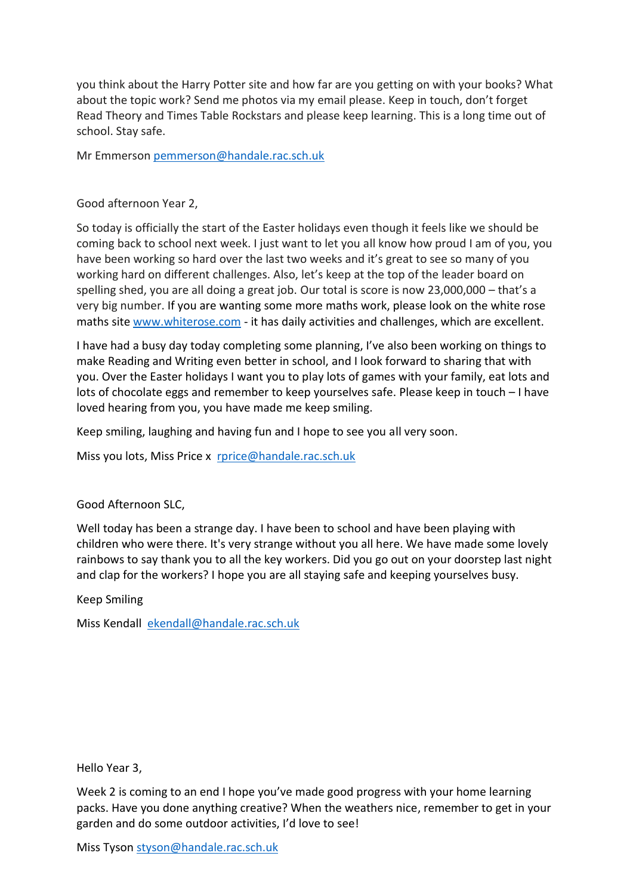you think about the Harry Potter site and how far are you getting on with your books? What about the topic work? Send me photos via my email please. Keep in touch, don't forget Read Theory and Times Table Rockstars and please keep learning. This is a long time out of school. Stay safe.

Mr Emmerson [pemmerson@handale.rac.sch.uk](mailto:pemmerson@handale.rac.sch.uk)

Good afternoon Year 2,

So today is officially the start of the Easter holidays even though it feels like we should be coming back to school next week. I just want to let you all know how proud I am of you, you have been working so hard over the last two weeks and it's great to see so many of you working hard on different challenges. Also, let's keep at the top of the leader board on spelling shed, you are all doing a great job. Our total is score is now 23,000,000 – that's a very big number. If you are wanting some more maths work, please look on the white rose maths site [www.whiterose.com](http://www.whiterose.com) - it has daily activities and challenges, which are excellent.

I have had a busy day today completing some planning, I've also been working on things to make Reading and Writing even better in school, and I look forward to sharing that with you. Over the Easter holidays I want you to play lots of games with your family, eat lots and lots of chocolate eggs and remember to keep yourselves safe. Please keep in touch – I have loved hearing from you, you have made me keep smiling.

Keep smiling, laughing and having fun and I hope to see you all very soon.

Miss you lots, Miss Price x [rprice@handale.rac.sch.uk](mailto:rprice@handale.rac.sch.uk)

Good Afternoon SLC,

Well today has been a strange day. I have been to school and have been playing with children who were there. It's very strange without you all here. We have made some lovely rainbows to say thank you to all the key workers. Did you go out on your doorstep last night and clap for the workers? I hope you are all staying safe and keeping yourselves busy.

Keep Smiling

Miss Kendall [ekendall@handale.rac.sch.uk](mailto:ekendall@handale.rac.sch.uk)

Hello Year 3,

Week 2 is coming to an end I hope you've made good progress with your home learning packs. Have you done anything creative? When the weathers nice, remember to get in your garden and do some outdoor activities, I'd love to see!

Miss Tyson [styson@handale.rac.sch.uk](mailto:styson@handale.rac.sch.uk)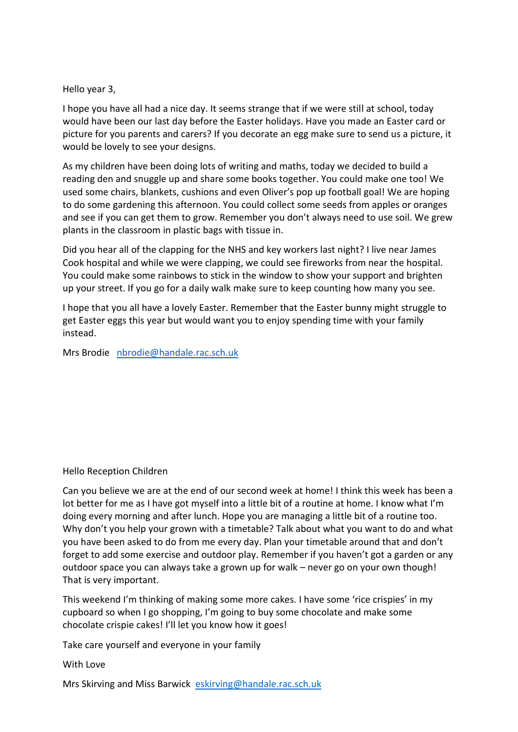Hello year 3,

I hope you have all had a nice day. It seems strange that if we were still at school, today would have been our last day before the Easter holidays. Have you made an Easter card or picture for you parents and carers? If you decorate an egg make sure to send us a picture, it would be lovely to see your designs.

As my children have been doing lots of writing and maths, today we decided to build a reading den and snuggle up and share some books together. You could make one too! We used some chairs, blankets, cushions and even Oliver's pop up football goal! We are hoping to do some gardening this afternoon. You could collect some seeds from apples or oranges and see if you can get them to grow. Remember you don't always need to use soil. We grew plants in the classroom in plastic bags with tissue in.

Did you hear all of the clapping for the NHS and key workers last night? I live near James Cook hospital and while we were clapping, we could see fireworks from near the hospital. You could make some rainbows to stick in the window to show your support and brighten up your street. If you go for a daily walk make sure to keep counting how many you see.

I hope that you all have a lovely Easter. Remember that the Easter bunny might struggle to get Easter eggs this year but would want you to enjoy spending time with your family instead.

Mrs Brodie nbrodie@handale.rac.sch.uk

Hello Reception Children

Can you believe we are at the end of our second week at home! I think this week has been a lot better for me as I have got myself into a little bit of a routine at home. I know what I'm doing every morning and after lunch. Hope you are managing a little bit of a routine too. Why don't you help your grown with a timetable? Talk about what you want to do and what you have been asked to do from me every day. Plan your timetable around that and don't forget to add some exercise and outdoor play. Remember if you haven't got a garden or any outdoor space you can always take a grown up for walk – never go on your own though! That is very important.

This weekend I'm thinking of making some more cakes. I have some 'rice crispies' in my cupboard so when I go shopping, I'm going to buy some chocolate and make some chocolate crispie cakes! I'll let you know how it goes!

Take care yourself and everyone in your family

With Love

Mrs Skirving and Miss Barwick eskirving@handale.rac.sch.uk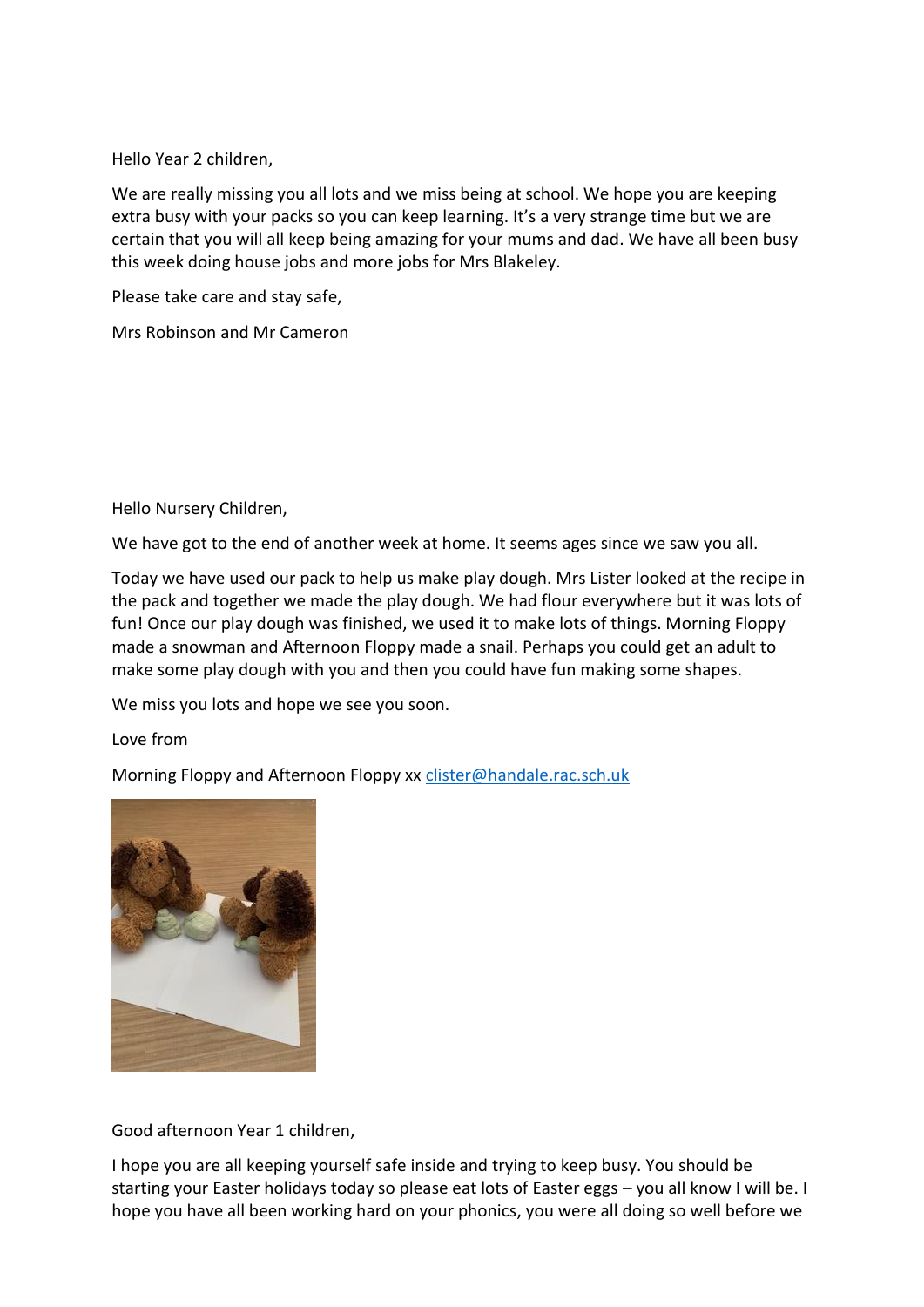Hello Year 2 children,

We are really missing you all lots and we miss being at school. We hope you are keeping extra busy with your packs so you can keep learning. It's a very strange time but we are certain that you will all keep being amazing for your mums and dad. We have all been busy this week doing house jobs and more jobs for Mrs Blakeley.

Please take care and stay safe,

Mrs Robinson and Mr Cameron

Hello Nursery Children,

We have got to the end of another week at home. It seems ages since we saw you all.

Today we have used our pack to help us make play dough. Mrs Lister looked at the recipe in the pack and together we made the play dough. We had flour everywhere but it was lots of fun! Once our play dough was finished, we used it to make lots of things. Morning Floppy made a snowman and Afternoon Floppy made a snail. Perhaps you could get an adult to make some play dough with you and then you could have fun making some shapes.

We miss you lots and hope we see you soon.

Love from

Morning Floppy and Afternoon Floppy xx [clister@handale.rac.sch.uk](mailto:clister@handale.rac.sch.uk)

Good afternoon Year 1 children,

I hope you are all keeping yourself safe inside and trying to keep busy. You should be starting your Easter holidays today so please eat lots of Easter eggs – you all know I will be. I hope you have all been working hard on your phonics, you were all doing so well before we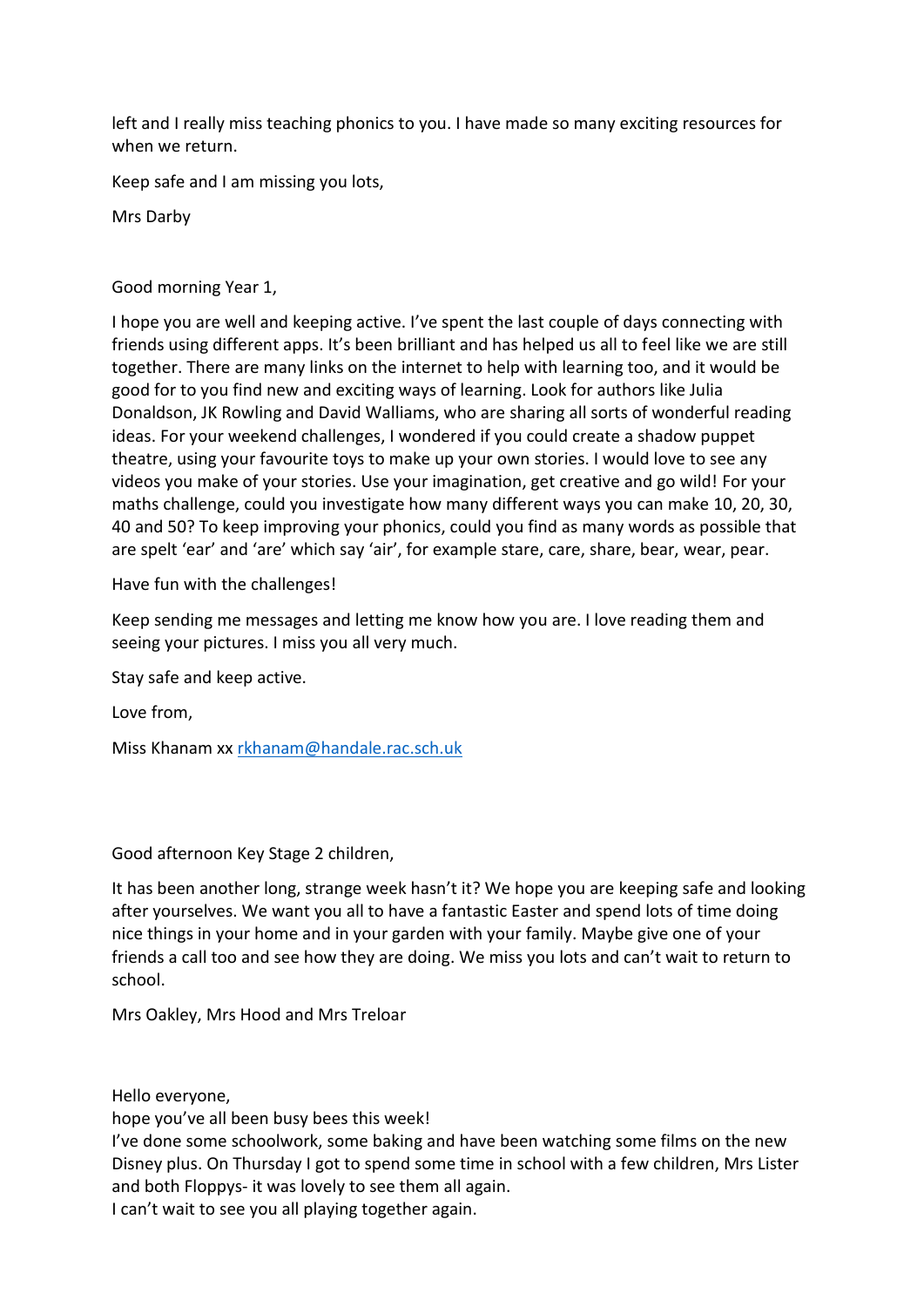left and I really miss teaching phonics to you. I have made so many exciting resources for when we return.

Keep safe and I am missing you lots,

Mrs Darby

Good morning Year 1,

I hope you are well and keeping active. I've spent the last couple of days connecting with friends using different apps. It's been brilliant and has helped us all to feel like we are still together. There are many links on the internet to help with learning too, and it would be good for to you find new and exciting ways of learning. Look for authors like Julia Donaldson, JK Rowling and David Walliams, who are sharing all sorts of wonderful reading ideas. For your weekend challenges, I wondered if you could create a shadow puppet theatre, using your favourite toys to make up your own stories. I would love to see any videos you make of your stories. Use your imagination, get creative and go wild! For your maths challenge, could you investigate how many different ways you can make 10, 20, 30, 40 and 50? To keep improving your phonics, could you find as many words as possible that are spelt 'ear' and 'are' which say 'air', for example stare, care, share, bear, wear, pear.

Have fun with the challenges!

Keep sending me messages and letting me know how you are. I love reading them and seeing your pictures. I miss you all very much.

Stay safe and keep active.

Love from,

Miss Khanam xx rkhanam@handale.rac.sch.uk

Good afternoon Key Stage 2 children,

It has been another long, strange week hasn't it? We hope you are keeping safe and looking after yourselves. We want you all to have a fantastic Easter and spend lots of time doing nice things in your home and in your garden with your family. Maybe give one of your friends a call too and see how they are doing. We miss you lots and can't wait to return to school.

Mrs Oakley, Mrs Hood and Mrs Treloar

Hello everyone,  
hope you've all been busy bees this week!  
I've done some schoolwork, some baking and have been watching some films on the new Disney plus. On Thursday I got to spend some time in school with a few children, Mrs Lister and both Floppys- it was lovely to see them all again.  
I can't wait to see you all playing together again.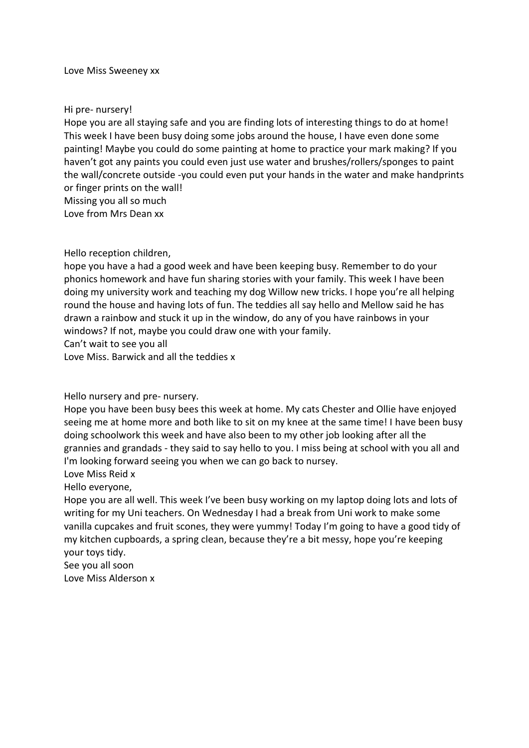Love Miss Sweeney xx

Hi pre- nursery!
Hope you are all staying safe and you are finding lots of interesting things to do at home! This week I have been busy doing some jobs around the house, I have even done some painting! Maybe you could do some painting at home to practice your mark making? If you haven't got any paints you could even just use water and brushes/rollers/sponges to paint the wall/concrete outside -you could even put your hands in the water and make handprints or finger prints on the wall!
Missing you all so much
Love from Mrs Dean xx

Hello reception children,
hope you have a had a good week and have been keeping busy. Remember to do your phonics homework and have fun sharing stories with your family. This week I have been doing my university work and teaching my dog Willow new tricks. I hope you're all helping round the house and having lots of fun. The teddies all say hello and Mellow said he has drawn a rainbow and stuck it up in the window, do any of you have rainbows in your windows? If not, maybe you could draw one with your family.
Can't wait to see you all
Love Miss. Barwick and all the teddies x

Hello nursery and pre- nursery.
Hope you have been busy bees this week at home. My cats Chester and Ollie have enjoyed seeing me at home more and both like to sit on my knee at the same time! I have been busy doing schoolwork this week and have also been to my other job looking after all the grannies and grandads - they said to say hello to you. I miss being at school with you all and I'm looking forward seeing you when we can go back to nursey.
Love Miss Reid x
Hello everyone,
Hope you are all well. This week I've been busy working on my laptop doing lots and lots of writing for my Uni teachers. On Wednesday I had a break from Uni work to make some vanilla cupcakes and fruit scones, they were yummy! Today I'm going to have a good tidy of my kitchen cupboards, a spring clean, because they're a bit messy, hope you're keeping your toys tidy.
See you all soon
Love Miss Alderson x